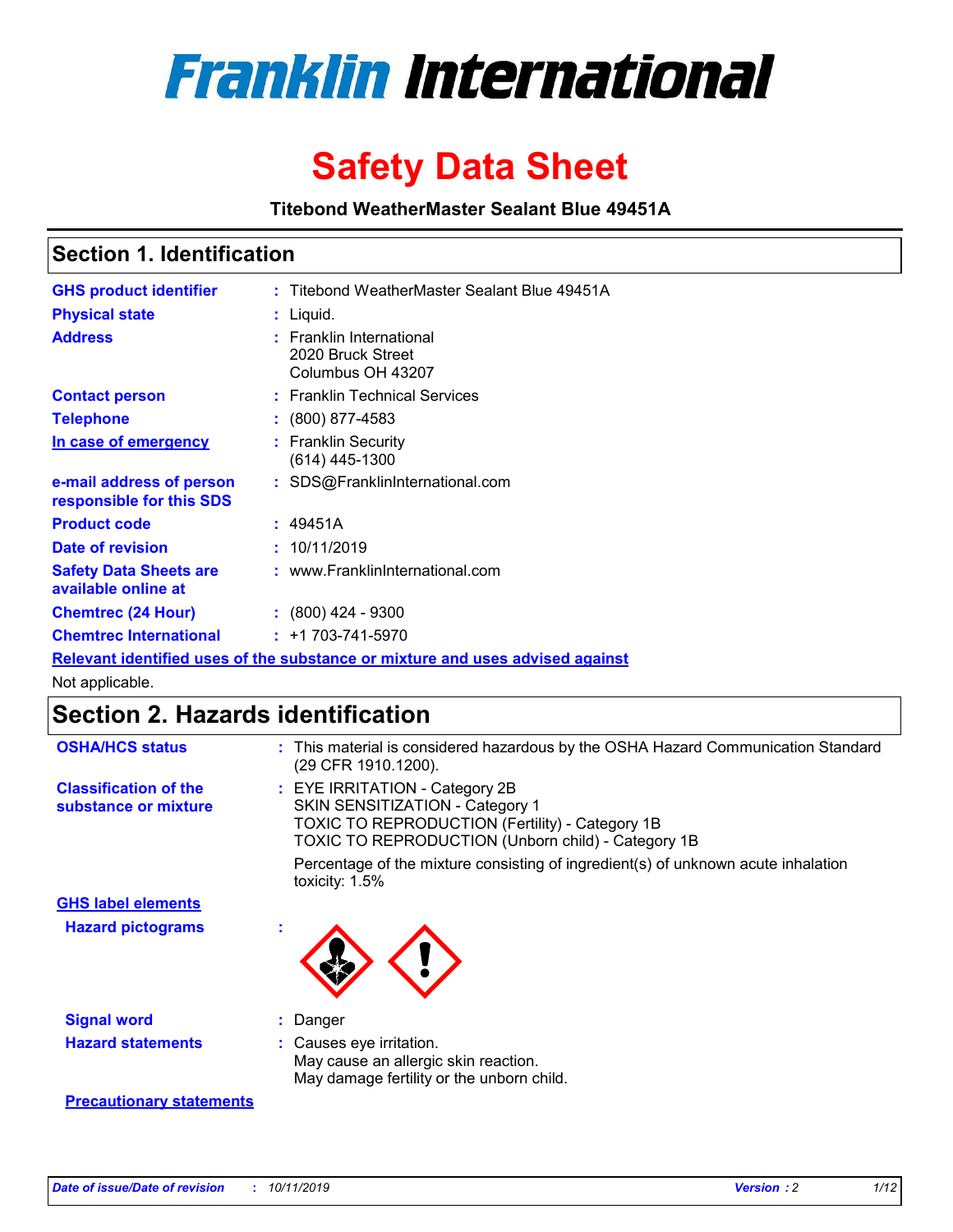# Franklin International

# Safety Data Sheet

**Titebond WeatherMaster Sealant Blue 49451A**

## Section 1. Identification

| | | |
|---|---|---|
| **GHS product identifier** | : | Titebond WeatherMaster Sealant Blue 49451A |
| **Physical state** | : | Liquid. |
| **Address** | : | Franklin International<br>2020 Bruck Street<br>Columbus OH 43207 |
| **Contact person** | : | Franklin Technical Services |
| **Telephone** | : | (800) 877-4583 |
| **In case of emergency** | : | Franklin Security<br>(614) 445-1300 |
| **e-mail address of person responsible for this SDS** | : | SDS@FranklinInternational.com |
| **Product code** | : | 49451A |
| **Date of revision** | : | 10/11/2019 |
| **Safety Data Sheets are available online at** | : | www.FranklinInternational.com |
| **Chemtrec (24 Hour)** | : | (800) 424 - 9300 |
| **Chemtrec International** | : | +1 703-741-5970 |

**Relevant identified uses of the substance or mixture and uses advised against**

Not applicable.

## Section 2. Hazards identification

**OSHA/HCS status** : This material is considered hazardous by the OSHA Hazard Communication Standard (29 CFR 1910.1200).

**Classification of the substance or mixture** : EYE IRRITATION - Category 2B
SKIN SENSITIZATION - Category 1
TOXIC TO REPRODUCTION (Fertility) - Category 1B
TOXIC TO REPRODUCTION (Unborn child) - Category 1B

Percentage of the mixture consisting of ingredient(s) of unknown acute inhalation toxicity: 1.5%

**GHS label elements**

**Hazard pictograms** :

**Signal word** : Danger

**Hazard statements** : Causes eye irritation.
May cause an allergic skin reaction.
May damage fertility or the unborn child.

**Precautionary statements**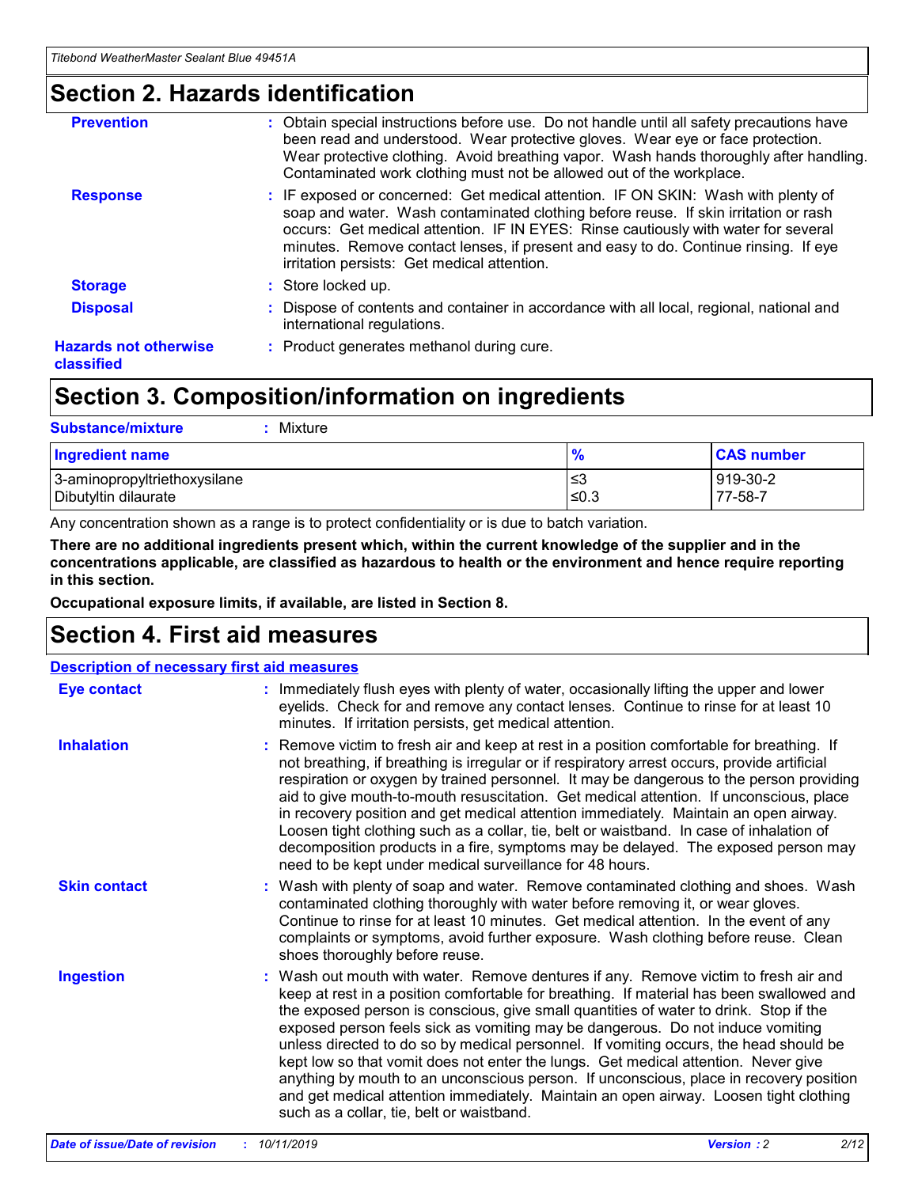## Section 2. Hazards identification

**Prevention** : Obtain special instructions before use. Do not handle until all safety precautions have been read and understood. Wear protective gloves. Wear eye or face protection. Wear protective clothing. Avoid breathing vapor. Wash hands thoroughly after handling. Contaminated work clothing must not be allowed out of the workplace.

**Response** : IF exposed or concerned: Get medical attention. IF ON SKIN: Wash with plenty of soap and water. Wash contaminated clothing before reuse. If skin irritation or rash occurs: Get medical attention. IF IN EYES: Rinse cautiously with water for several minutes. Remove contact lenses, if present and easy to do. Continue rinsing. If eye irritation persists: Get medical attention.

**Storage** : Store locked up.

**Disposal** : Dispose of contents and container in accordance with all local, regional, national and international regulations.

**Hazards not otherwise classified** : Product generates methanol during cure.

## Section 3. Composition/information on ingredients

**Substance/mixture** : Mixture

| Ingredient name | % | CAS number |
|---|---|---|
| 3-aminopropyltriethoxysilane | ≤3 | 919-30-2 |
| Dibutyltin dilaurate | ≤0.3 | 77-58-7 |

Any concentration shown as a range is to protect confidentiality or is due to batch variation.

**There are no additional ingredients present which, within the current knowledge of the supplier and in the concentrations applicable, are classified as hazardous to health or the environment and hence require reporting in this section.**

**Occupational exposure limits, if available, are listed in Section 8.**

## Section 4. First aid measures

**Description of necessary first aid measures**

**Eye contact** : Immediately flush eyes with plenty of water, occasionally lifting the upper and lower eyelids. Check for and remove any contact lenses. Continue to rinse for at least 10 minutes. If irritation persists, get medical attention.

**Inhalation** : Remove victim to fresh air and keep at rest in a position comfortable for breathing. If not breathing, if breathing is irregular or if respiratory arrest occurs, provide artificial respiration or oxygen by trained personnel. It may be dangerous to the person providing aid to give mouth-to-mouth resuscitation. Get medical attention. If unconscious, place in recovery position and get medical attention immediately. Maintain an open airway. Loosen tight clothing such as a collar, tie, belt or waistband. In case of inhalation of decomposition products in a fire, symptoms may be delayed. The exposed person may need to be kept under medical surveillance for 48 hours.

**Skin contact** : Wash with plenty of soap and water. Remove contaminated clothing and shoes. Wash contaminated clothing thoroughly with water before removing it, or wear gloves. Continue to rinse for at least 10 minutes. Get medical attention. In the event of any complaints or symptoms, avoid further exposure. Wash clothing before reuse. Clean shoes thoroughly before reuse.

**Ingestion** : Wash out mouth with water. Remove dentures if any. Remove victim to fresh air and keep at rest in a position comfortable for breathing. If material has been swallowed and the exposed person is conscious, give small quantities of water to drink. Stop if the exposed person feels sick as vomiting may be dangerous. Do not induce vomiting unless directed to do so by medical personnel. If vomiting occurs, the head should be kept low so that vomit does not enter the lungs. Get medical attention. Never give anything by mouth to an unconscious person. If unconscious, place in recovery position and get medical attention immediately. Maintain an open airway. Loosen tight clothing such as a collar, tie, belt or waistband.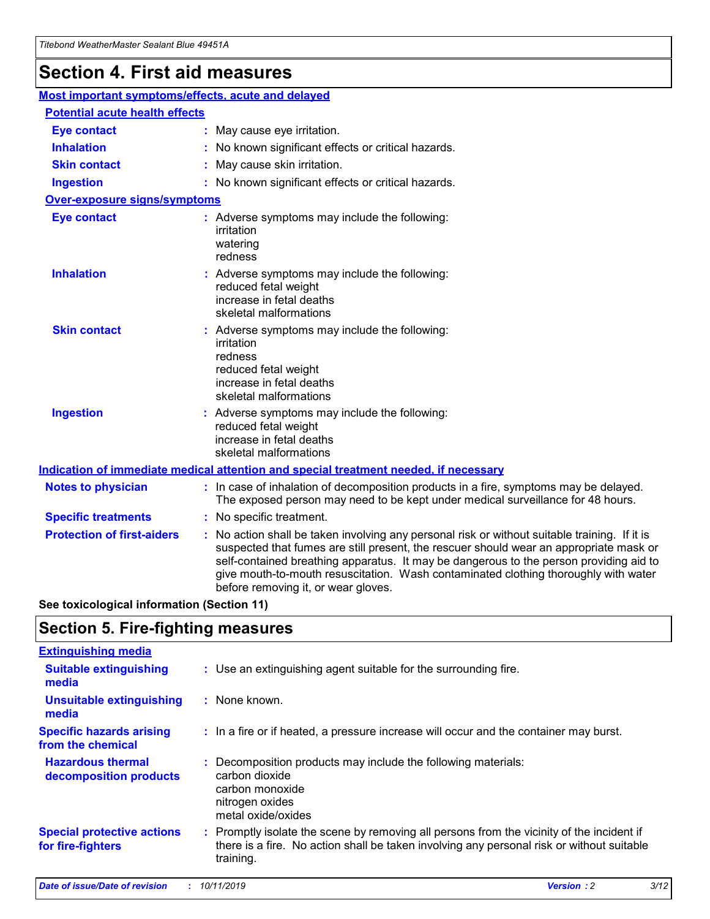# Section 4. First aid measures

## Most important symptoms/effects, acute and delayed

### Potential acute health effects

**Eye contact** : May cause eye irritation.

**Inhalation** : No known significant effects or critical hazards.

**Skin contact** : May cause skin irritation.

**Ingestion** : No known significant effects or critical hazards.

### Over-exposure signs/symptoms

**Eye contact** : Adverse symptoms may include the following:
irritation
watering
redness

**Inhalation** : Adverse symptoms may include the following:
reduced fetal weight
increase in fetal deaths
skeletal malformations

**Skin contact** : Adverse symptoms may include the following:
irritation
redness
reduced fetal weight
increase in fetal deaths
skeletal malformations

**Ingestion** : Adverse symptoms may include the following:
reduced fetal weight
increase in fetal deaths
skeletal malformations

## Indication of immediate medical attention and special treatment needed, if necessary

**Notes to physician** : In case of inhalation of decomposition products in a fire, symptoms may be delayed. The exposed person may need to be kept under medical surveillance for 48 hours.

**Specific treatments** : No specific treatment.

**Protection of first-aiders** : No action shall be taken involving any personal risk or without suitable training. If it is suspected that fumes are still present, the rescuer should wear an appropriate mask or self-contained breathing apparatus. It may be dangerous to the person providing aid to give mouth-to-mouth resuscitation. Wash contaminated clothing thoroughly with water before removing it, or wear gloves.

**See toxicological information (Section 11)**

# Section 5. Fire-fighting measures

## Extinguishing media

**Suitable extinguishing media** : Use an extinguishing agent suitable for the surrounding fire.

**Unsuitable extinguishing media** : None known.

**Specific hazards arising from the chemical** : In a fire or if heated, a pressure increase will occur and the container may burst.

**Hazardous thermal decomposition products** : Decomposition products may include the following materials:
carbon dioxide
carbon monoxide
nitrogen oxides
metal oxide/oxides

**Special protective actions for fire-fighters** : Promptly isolate the scene by removing all persons from the vicinity of the incident if there is a fire. No action shall be taken involving any personal risk or without suitable training.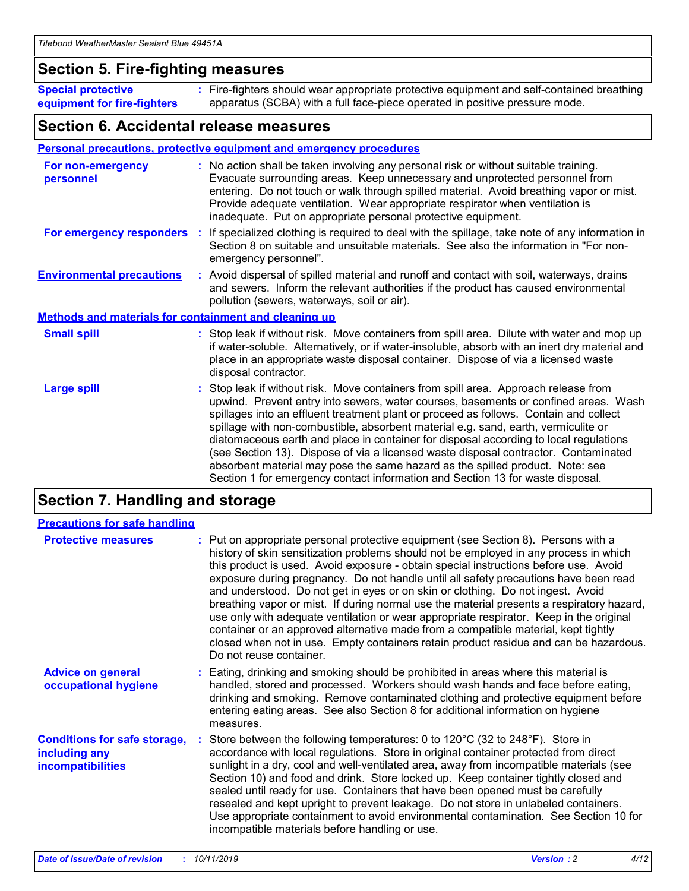## Section 5. Fire-fighting measures

**Special protective equipment for fire-fighters** : Fire-fighters should wear appropriate protective equipment and self-contained breathing apparatus (SCBA) with a full face-piece operated in positive pressure mode.

## Section 6. Accidental release measures

### Personal precautions, protective equipment and emergency procedures

**For non-emergency personnel** : No action shall be taken involving any personal risk or without suitable training. Evacuate surrounding areas. Keep unnecessary and unprotected personnel from entering. Do not touch or walk through spilled material. Avoid breathing vapor or mist. Provide adequate ventilation. Wear appropriate respirator when ventilation is inadequate. Put on appropriate personal protective equipment.

**For emergency responders** : If specialized clothing is required to deal with the spillage, take note of any information in Section 8 on suitable and unsuitable materials. See also the information in "For non-emergency personnel".

**Environmental precautions** : Avoid dispersal of spilled material and runoff and contact with soil, waterways, drains and sewers. Inform the relevant authorities if the product has caused environmental pollution (sewers, waterways, soil or air).

### Methods and materials for containment and cleaning up

**Small spill** : Stop leak if without risk. Move containers from spill area. Dilute with water and mop up if water-soluble. Alternatively, or if water-insoluble, absorb with an inert dry material and place in an appropriate waste disposal container. Dispose of via a licensed waste disposal contractor.

**Large spill** : Stop leak if without risk. Move containers from spill area. Approach release from upwind. Prevent entry into sewers, water courses, basements or confined areas. Wash spillages into an effluent treatment plant or proceed as follows. Contain and collect spillage with non-combustible, absorbent material e.g. sand, earth, vermiculite or diatomaceous earth and place in container for disposal according to local regulations (see Section 13). Dispose of via a licensed waste disposal contractor. Contaminated absorbent material may pose the same hazard as the spilled product. Note: see Section 1 for emergency contact information and Section 13 for waste disposal.

## Section 7. Handling and storage

### Precautions for safe handling

**Protective measures** : Put on appropriate personal protective equipment (see Section 8). Persons with a history of skin sensitization problems should not be employed in any process in which this product is used. Avoid exposure - obtain special instructions before use. Avoid exposure during pregnancy. Do not handle until all safety precautions have been read and understood. Do not get in eyes or on skin or clothing. Do not ingest. Avoid breathing vapor or mist. If during normal use the material presents a respiratory hazard, use only with adequate ventilation or wear appropriate respirator. Keep in the original container or an approved alternative made from a compatible material, kept tightly closed when not in use. Empty containers retain product residue and can be hazardous. Do not reuse container.

**Advice on general occupational hygiene** : Eating, drinking and smoking should be prohibited in areas where this material is handled, stored and processed. Workers should wash hands and face before eating, drinking and smoking. Remove contaminated clothing and protective equipment before entering eating areas. See also Section 8 for additional information on hygiene measures.

**Conditions for safe storage, including any incompatibilities** : Store between the following temperatures: 0 to 120°C (32 to 248°F). Store in accordance with local regulations. Store in original container protected from direct sunlight in a dry, cool and well-ventilated area, away from incompatible materials (see Section 10) and food and drink. Store locked up. Keep container tightly closed and sealed until ready for use. Containers that have been opened must be carefully resealed and kept upright to prevent leakage. Do not store in unlabeled containers. Use appropriate containment to avoid environmental contamination. See Section 10 for incompatible materials before handling or use.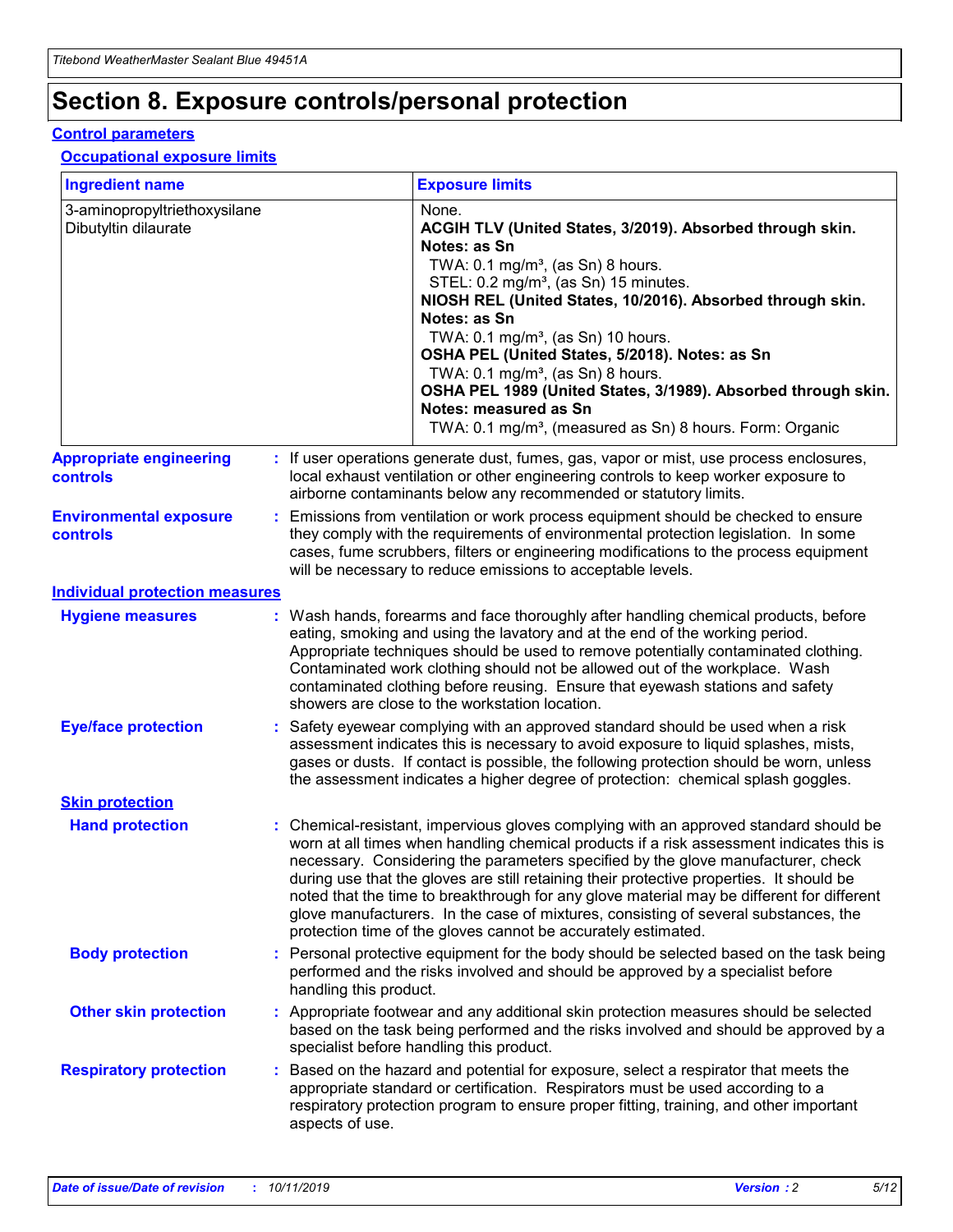# Section 8. Exposure controls/personal protection

## Control parameters

### Occupational exposure limits

| Ingredient name | Exposure limits |
| --- | --- |
| 3-aminopropyltriethoxysilane<br>Dibutyltin dilaurate | None.<br>**ACGIH TLV (United States, 3/2019). Absorbed through skin. Notes: as Sn**<br>TWA: 0.1 mg/m³, (as Sn) 8 hours.<br>STEL: 0.2 mg/m³, (as Sn) 15 minutes.<br>**NIOSH REL (United States, 10/2016). Absorbed through skin. Notes: as Sn**<br>TWA: 0.1 mg/m³, (as Sn) 10 hours.<br>**OSHA PEL (United States, 5/2018). Notes: as Sn**<br>TWA: 0.1 mg/m³, (as Sn) 8 hours.<br>**OSHA PEL 1989 (United States, 3/1989). Absorbed through skin. Notes: measured as Sn**<br>TWA: 0.1 mg/m³, (measured as Sn) 8 hours. Form: Organic |

**Appropriate engineering controls** : If user operations generate dust, fumes, gas, vapor or mist, use process enclosures, local exhaust ventilation or other engineering controls to keep worker exposure to airborne contaminants below any recommended or statutory limits.

**Environmental exposure controls** : Emissions from ventilation or work process equipment should be checked to ensure they comply with the requirements of environmental protection legislation. In some cases, fume scrubbers, filters or engineering modifications to the process equipment will be necessary to reduce emissions to acceptable levels.

## Individual protection measures

**Hygiene measures** : Wash hands, forearms and face thoroughly after handling chemical products, before eating, smoking and using the lavatory and at the end of the working period. Appropriate techniques should be used to remove potentially contaminated clothing. Contaminated work clothing should not be allowed out of the workplace. Wash contaminated clothing before reusing. Ensure that eyewash stations and safety showers are close to the workstation location.

**Eye/face protection** : Safety eyewear complying with an approved standard should be used when a risk assessment indicates this is necessary to avoid exposure to liquid splashes, mists, gases or dusts. If contact is possible, the following protection should be worn, unless the assessment indicates a higher degree of protection: chemical splash goggles.

### Skin protection

**Hand protection** : Chemical-resistant, impervious gloves complying with an approved standard should be worn at all times when handling chemical products if a risk assessment indicates this is necessary. Considering the parameters specified by the glove manufacturer, check during use that the gloves are still retaining their protective properties. It should be noted that the time to breakthrough for any glove material may be different for different glove manufacturers. In the case of mixtures, consisting of several substances, the protection time of the gloves cannot be accurately estimated.

**Body protection** : Personal protective equipment for the body should be selected based on the task being performed and the risks involved and should be approved by a specialist before handling this product.

**Other skin protection** : Appropriate footwear and any additional skin protection measures should be selected based on the task being performed and the risks involved and should be approved by a specialist before handling this product.

**Respiratory protection** : Based on the hazard and potential for exposure, select a respirator that meets the appropriate standard or certification. Respirators must be used according to a respiratory protection program to ensure proper fitting, training, and other important aspects of use.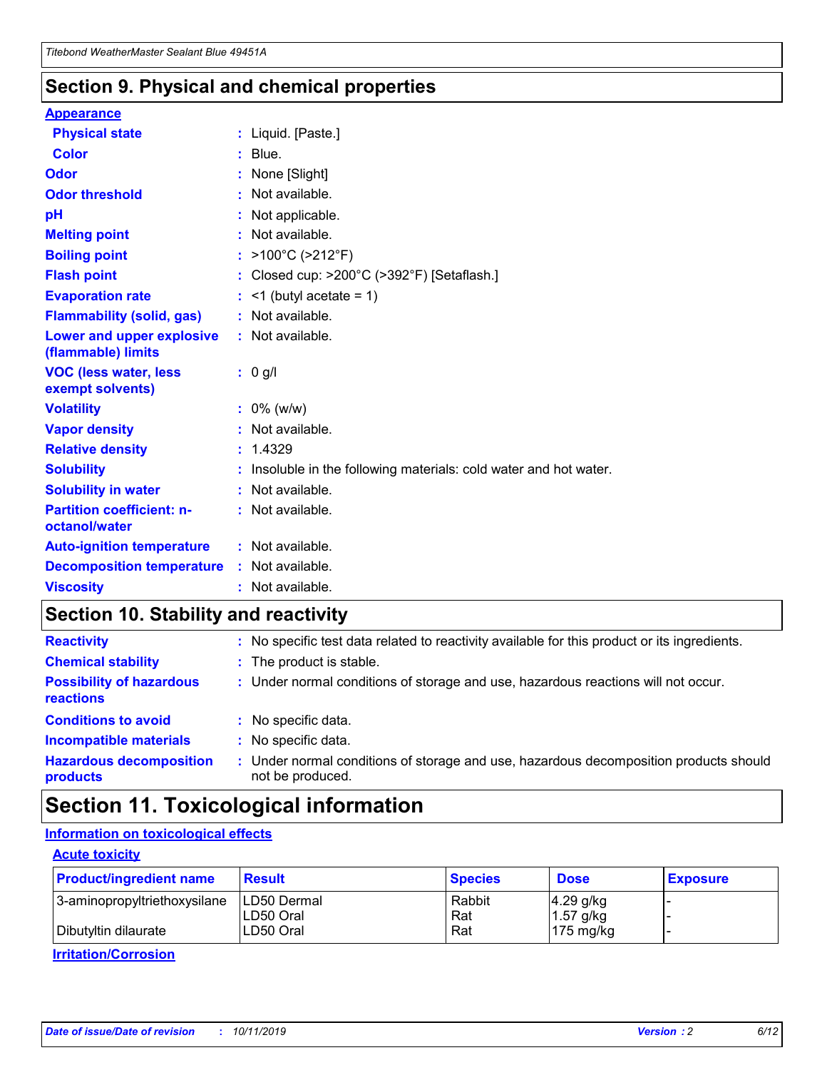## Section 9. Physical and chemical properties

### Appearance

| | |
|---|---|
| **Physical state** | : Liquid. [Paste.] |
| **Color** | : Blue. |
| **Odor** | : None [Slight] |
| **Odor threshold** | : Not available. |
| **pH** | : Not applicable. |
| **Melting point** | : Not available. |
| **Boiling point** | : >100°C (>212°F) |
| **Flash point** | : Closed cup: >200°C (>392°F) [Setaflash.] |
| **Evaporation rate** | : <1 (butyl acetate = 1) |
| **Flammability (solid, gas)** | : Not available. |
| **Lower and upper explosive (flammable) limits** | : Not available. |
| **VOC (less water, less exempt solvents)** | : 0 g/l |
| **Volatility** | : 0% (w/w) |
| **Vapor density** | : Not available. |
| **Relative density** | : 1.4329 |
| **Solubility** | : Insoluble in the following materials: cold water and hot water. |
| **Solubility in water** | : Not available. |
| **Partition coefficient: n-octanol/water** | : Not available. |
| **Auto-ignition temperature** | : Not available. |
| **Decomposition temperature** | : Not available. |
| **Viscosity** | : Not available. |

## Section 10. Stability and reactivity

| | |
|---|---|
| **Reactivity** | : No specific test data related to reactivity available for this product or its ingredients. |
| **Chemical stability** | : The product is stable. |
| **Possibility of hazardous reactions** | : Under normal conditions of storage and use, hazardous reactions will not occur. |
| **Conditions to avoid** | : No specific data. |
| **Incompatible materials** | : No specific data. |
| **Hazardous decomposition products** | : Under normal conditions of storage and use, hazardous decomposition products should not be produced. |

## Section 11. Toxicological information

### Information on toxicological effects

#### Acute toxicity

| Product/ingredient name | Result | Species | Dose | Exposure |
|---|---|---|---|---|
| 3-aminopropyltriethoxysilane | LD50 Dermal | Rabbit | 4.29 g/kg | - |
| | LD50 Oral | Rat | 1.57 g/kg | - |
| Dibutyltin dilaurate | LD50 Oral | Rat | 175 mg/kg | - |

#### Irritation/Corrosion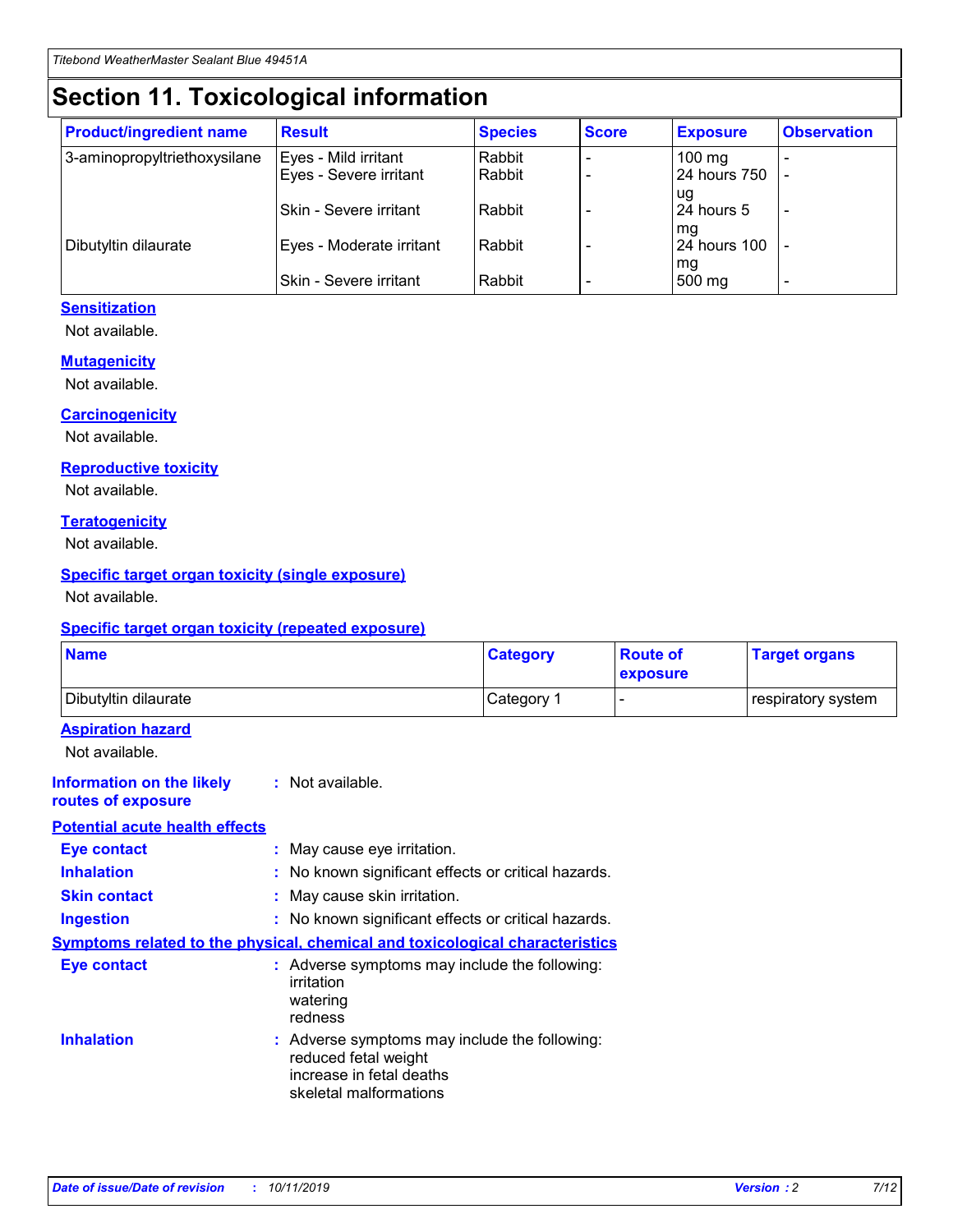# Section 11. Toxicological information

| Product/ingredient name | Result | Species | Score | Exposure | Observation |
|---|---|---|---|---|---|
| 3-aminopropyltriethoxysilane | Eyes - Mild irritant | Rabbit | - | 100 mg | - |
| | Eyes - Severe irritant | Rabbit | - | 24 hours 750 ug | - |
| | Skin - Severe irritant | Rabbit | - | 24 hours 5 mg | - |
| Dibutyltin dilaurate | Eyes - Moderate irritant | Rabbit | - | 24 hours 100 mg | - |
| | Skin - Severe irritant | Rabbit | - | 500 mg | - |

**Sensitization**

Not available.

**Mutagenicity**

Not available.

**Carcinogenicity**

Not available.

**Reproductive toxicity**

Not available.

**Teratogenicity**

Not available.

**Specific target organ toxicity (single exposure)**

Not available.

**Specific target organ toxicity (repeated exposure)**

| Name | Category | Route of exposure | Target organs |
|---|---|---|---|
| Dibutyltin dilaurate | Category 1 | - | respiratory system |

**Aspiration hazard**

Not available.

**Information on the likely routes of exposure** : Not available.

**Potential acute health effects**

**Eye contact** : May cause eye irritation.

**Inhalation** : No known significant effects or critical hazards.

**Skin contact** : May cause skin irritation.

**Ingestion** : No known significant effects or critical hazards.

**Symptoms related to the physical, chemical and toxicological characteristics**

**Eye contact** : Adverse symptoms may include the following:
irritation
watering
redness

**Inhalation** : Adverse symptoms may include the following:
reduced fetal weight
increase in fetal deaths
skeletal malformations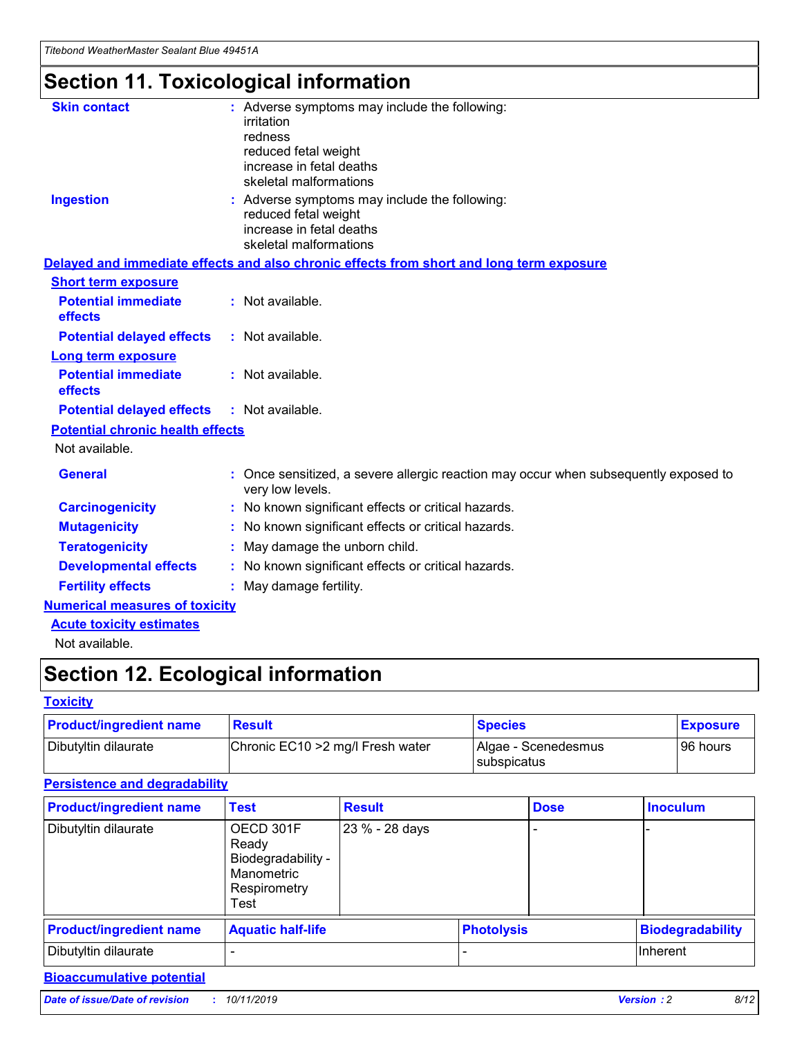# Section 11. Toxicological information

**Skin contact** : Adverse symptoms may include the following:
irritation
redness
reduced fetal weight
increase in fetal deaths
skeletal malformations

**Ingestion** : Adverse symptoms may include the following:
reduced fetal weight
increase in fetal deaths
skeletal malformations

## Delayed and immediate effects and also chronic effects from short and long term exposure

### Short term exposure

**Potential immediate effects** : Not available.

**Potential delayed effects** : Not available.

### Long term exposure

**Potential immediate effects** : Not available.

**Potential delayed effects** : Not available.

### Potential chronic health effects

Not available.

**General** : Once sensitized, a severe allergic reaction may occur when subsequently exposed to very low levels.

**Carcinogenicity** : No known significant effects or critical hazards.

**Mutagenicity** : No known significant effects or critical hazards.

**Teratogenicity** : May damage the unborn child.

**Developmental effects** : No known significant effects or critical hazards.

**Fertility effects** : May damage fertility.

## Numerical measures of toxicity

### Acute toxicity estimates

Not available.

# Section 12. Ecological information

## Toxicity

| Product/ingredient name | Result | Species | Exposure |
|---|---|---|---|
| Dibutyltin dilaurate | Chronic EC10 >2 mg/l Fresh water | Algae - Scenedesmus subspicatus | 96 hours |

## Persistence and degradability

| Product/ingredient name | Test | Result | Dose | Inoculum |
|---|---|---|---|---|
| Dibutyltin dilaurate | OECD 301F Ready Biodegradability - Manometric Respirometry Test | 23 % - 28 days | - | - |

| Product/ingredient name | Aquatic half-life | Photolysis | Biodegradability |
|---|---|---|---|
| Dibutyltin dilaurate | - | - | Inherent |

## Bioaccumulative potential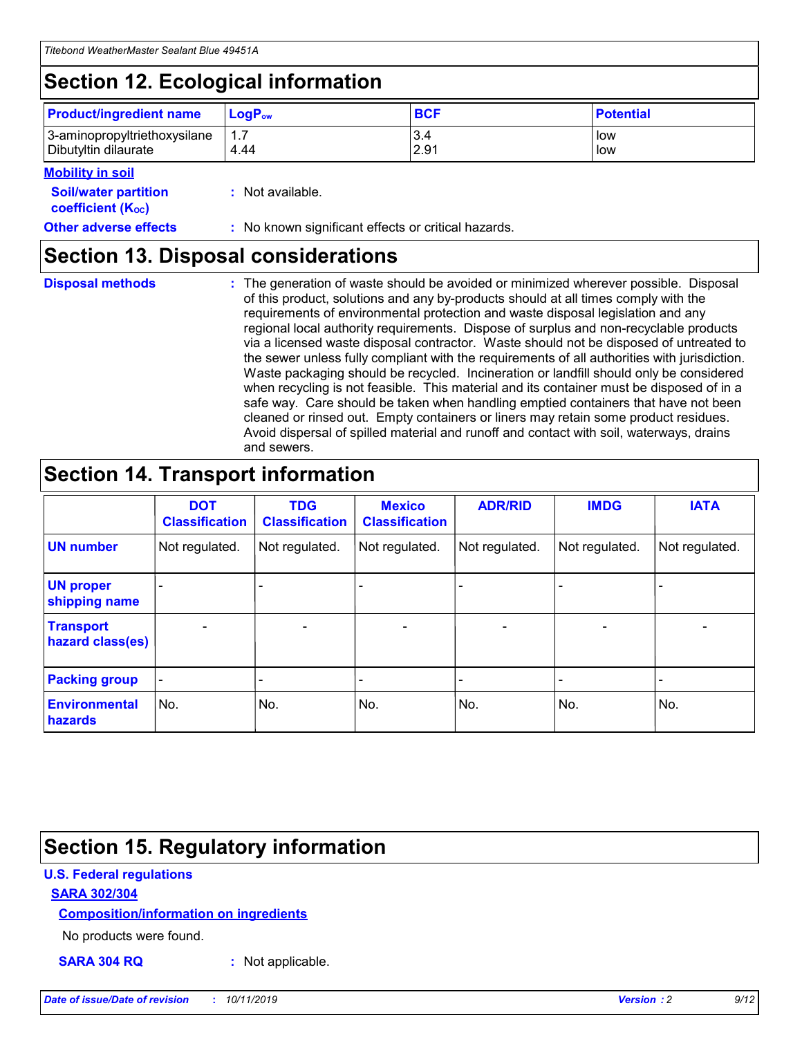## Section 12. Ecological information

| Product/ingredient name | $LogP_{ow}$ | BCF | Potential |
|---|---|---|---|
| 3-aminopropyltriethoxysilane | 1.7 | 3.4 | low |
| Dibutyltin dilaurate | 4.44 | 2.91 | low |

**Mobility in soil**

**Soil/water partition coefficient ($K_{OC}$)** : Not available.

**Other adverse effects** : No known significant effects or critical hazards.

## Section 13. Disposal considerations

**Disposal methods** : The generation of waste should be avoided or minimized wherever possible. Disposal of this product, solutions and any by-products should at all times comply with the requirements of environmental protection and waste disposal legislation and any regional local authority requirements. Dispose of surplus and non-recyclable products via a licensed waste disposal contractor. Waste should not be disposed of untreated to the sewer unless fully compliant with the requirements of all authorities with jurisdiction. Waste packaging should be recycled. Incineration or landfill should only be considered when recycling is not feasible. This material and its container must be disposed of in a safe way. Care should be taken when handling emptied containers that have not been cleaned or rinsed out. Empty containers or liners may retain some product residues. Avoid dispersal of spilled material and runoff and contact with soil, waterways, drains and sewers.

## Section 14. Transport information

| | DOT Classification | TDG Classification | Mexico Classification | ADR/RID | IMDG | IATA |
|---|---|---|---|---|---|---|
| UN number | Not regulated. | Not regulated. | Not regulated. | Not regulated. | Not regulated. | Not regulated. |
| UN proper shipping name | - | - | - | - | - | - |
| Transport hazard class(es) | - | - | - | - | - | - |
| Packing group | - | - | - | - | - | - |
| Environmental hazards | No. | No. | No. | No. | No. | No. |

## Section 15. Regulatory information

**U.S. Federal regulations**

**SARA 302/304**

**Composition/information on ingredients**

No products were found.

**SARA 304 RQ** : Not applicable.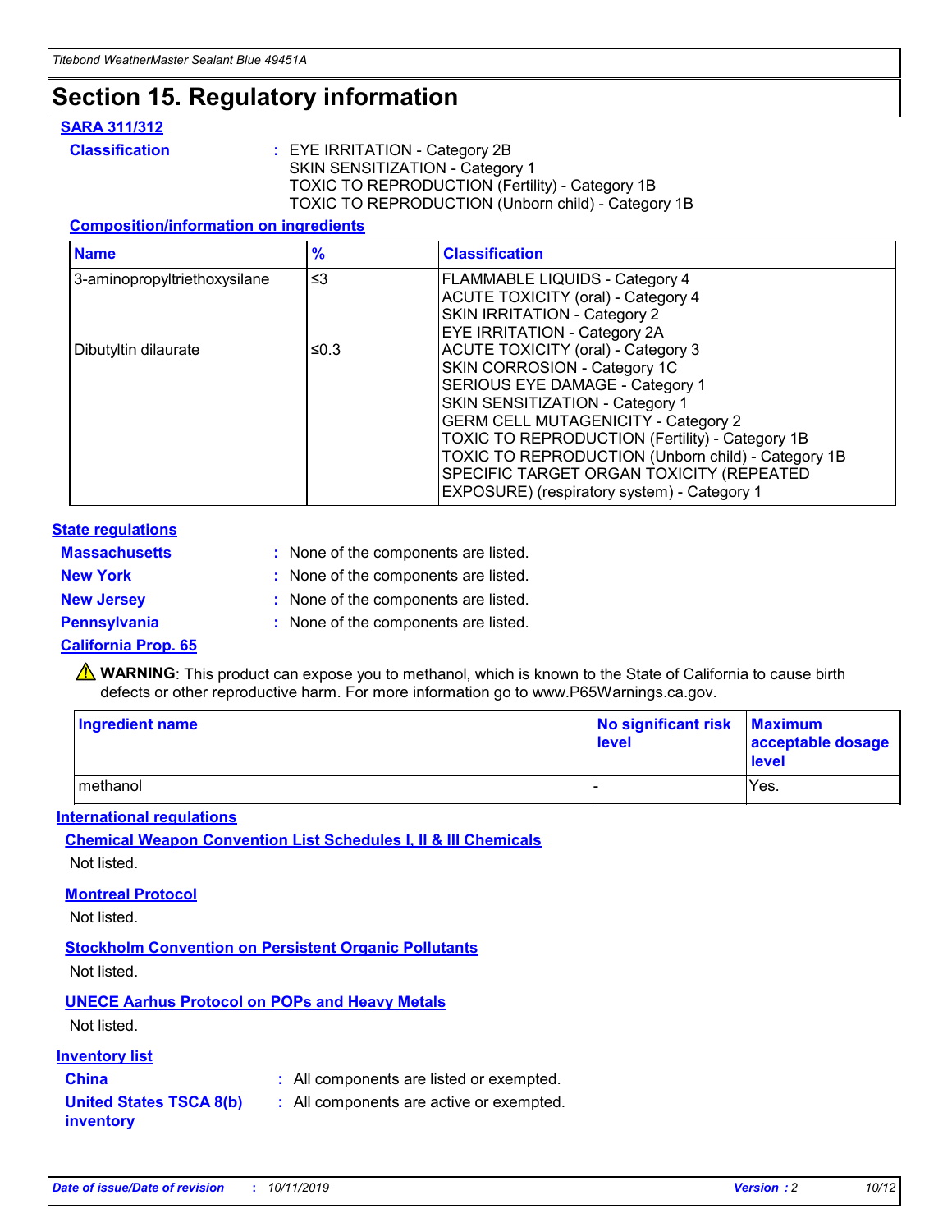# Section 15. Regulatory information

**SARA 311/312**

**Classification** : EYE IRRITATION - Category 2B
SKIN SENSITIZATION - Category 1
TOXIC TO REPRODUCTION (Fertility) - Category 1B
TOXIC TO REPRODUCTION (Unborn child) - Category 1B

**Composition/information on ingredients**

| Name | % | Classification |
|---|---|---|
| 3-aminopropyltriethoxysilane | ≤3 | FLAMMABLE LIQUIDS - Category 4<br>ACUTE TOXICITY (oral) - Category 4<br>SKIN IRRITATION - Category 2<br>EYE IRRITATION - Category 2A |
| Dibutyltin dilaurate | ≤0.3 | ACUTE TOXICITY (oral) - Category 3<br>SKIN CORROSION - Category 1C<br>SERIOUS EYE DAMAGE - Category 1<br>SKIN SENSITIZATION - Category 1<br>GERM CELL MUTAGENICITY - Category 2<br>TOXIC TO REPRODUCTION (Fertility) - Category 1B<br>TOXIC TO REPRODUCTION (Unborn child) - Category 1B<br>SPECIFIC TARGET ORGAN TOXICITY (REPEATED EXPOSURE) (respiratory system) - Category 1 |

**State regulations**

**Massachusetts** : None of the components are listed.

**New York** : None of the components are listed.

**New Jersey** : None of the components are listed.

**Pennsylvania** : None of the components are listed.

**California Prop. 65**

⚠ **WARNING**: This product can expose you to methanol, which is known to the State of California to cause birth defects or other reproductive harm. For more information go to www.P65Warnings.ca.gov.

| Ingredient name | No significant risk level | Maximum acceptable dosage level |
|---|---|---|
| methanol | - | Yes. |

**International regulations**

**Chemical Weapon Convention List Schedules I, II & III Chemicals**

Not listed.

**Montreal Protocol**

Not listed.

**Stockholm Convention on Persistent Organic Pollutants**

Not listed.

**UNECE Aarhus Protocol on POPs and Heavy Metals**

Not listed.

**Inventory list**

**China** : All components are listed or exempted.

**United States TSCA 8(b) inventory** : All components are active or exempted.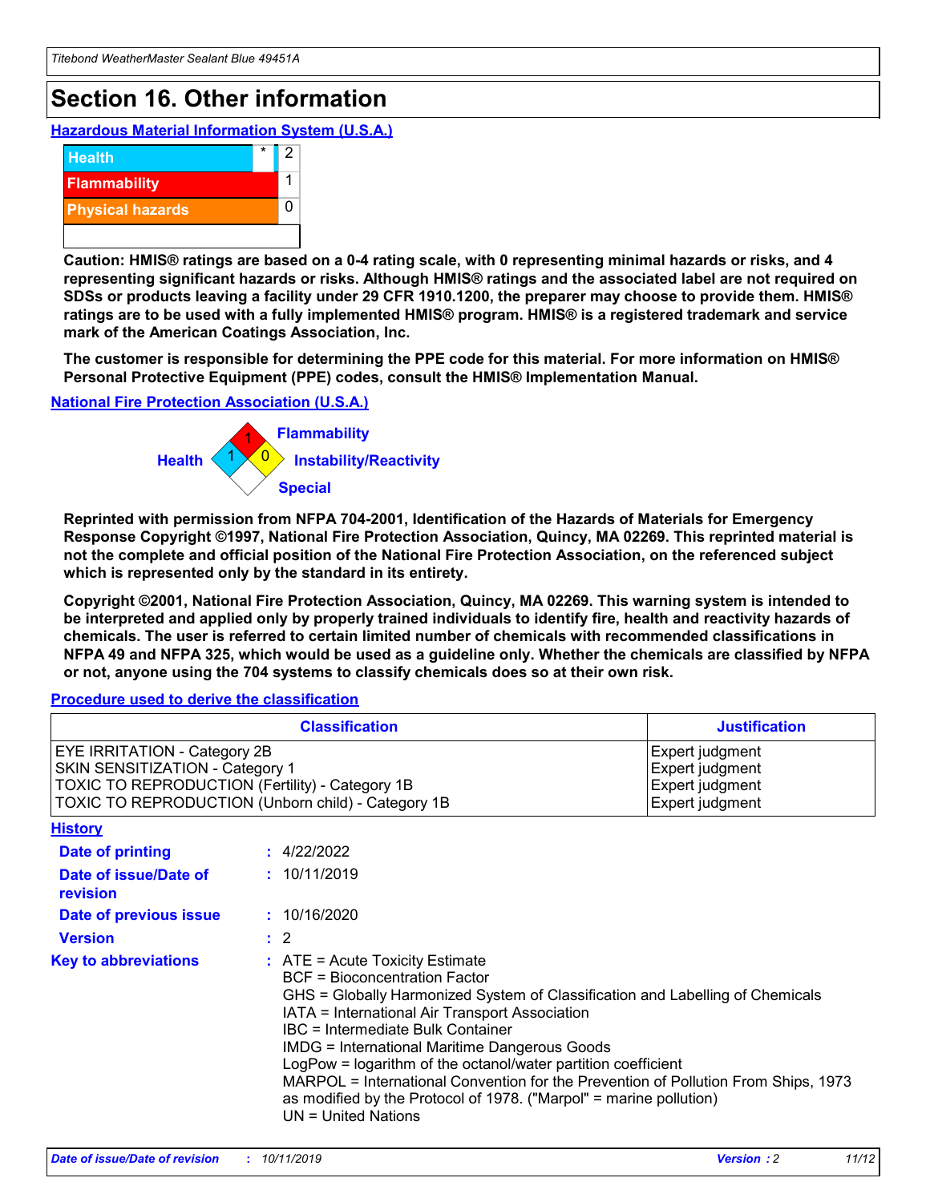# Section 16. Other information

**Hazardous Material Information System (U.S.A.)**

| | | |
|---|---|---|
| Health | * | 2 |
| Flammability | | 1 |
| Physical hazards | | 0 |

**Caution: HMIS® ratings are based on a 0-4 rating scale, with 0 representing minimal hazards or risks, and 4 representing significant hazards or risks. Although HMIS® ratings and the associated label are not required on SDSs or products leaving a facility under 29 CFR 1910.1200, the preparer may choose to provide them. HMIS® ratings are to be used with a fully implemented HMIS® program. HMIS® is a registered trademark and service mark of the American Coatings Association, Inc.**

**The customer is responsible for determining the PPE code for this material. For more information on HMIS® Personal Protective Equipment (PPE) codes, consult the HMIS® Implementation Manual.**

**National Fire Protection Association (U.S.A.)**

Flammability: 1
Health: 1
Instability/Reactivity: 0
Special:

**Reprinted with permission from NFPA 704-2001, Identification of the Hazards of Materials for Emergency Response Copyright ©1997, National Fire Protection Association, Quincy, MA 02269. This reprinted material is not the complete and official position of the National Fire Protection Association, on the referenced subject which is represented only by the standard in its entirety.**

**Copyright ©2001, National Fire Protection Association, Quincy, MA 02269. This warning system is intended to be interpreted and applied only by properly trained individuals to identify fire, health and reactivity hazards of chemicals. The user is referred to certain limited number of chemicals with recommended classifications in NFPA 49 and NFPA 325, which would be used as a guideline only. Whether the chemicals are classified by NFPA or not, anyone using the 704 systems to classify chemicals does so at their own risk.**

**Procedure used to derive the classification**

| Classification | Justification |
|---|---|
| EYE IRRITATION - Category 2B | Expert judgment |
| SKIN SENSITIZATION - Category 1 | Expert judgment |
| TOXIC TO REPRODUCTION (Fertility) - Category 1B | Expert judgment |
| TOXIC TO REPRODUCTION (Unborn child) - Category 1B | Expert judgment |

**History**

**Date of printing** : 4/22/2022

**Date of issue/Date of revision** : 10/11/2019

**Date of previous issue** : 10/16/2020

**Version** : 2

**Key to abbreviations** :
ATE = Acute Toxicity Estimate
BCF = Bioconcentration Factor
GHS = Globally Harmonized System of Classification and Labelling of Chemicals
IATA = International Air Transport Association
IBC = Intermediate Bulk Container
IMDG = International Maritime Dangerous Goods
LogPow = logarithm of the octanol/water partition coefficient
MARPOL = International Convention for the Prevention of Pollution From Ships, 1973 as modified by the Protocol of 1978. ("Marpol" = marine pollution)
UN = United Nations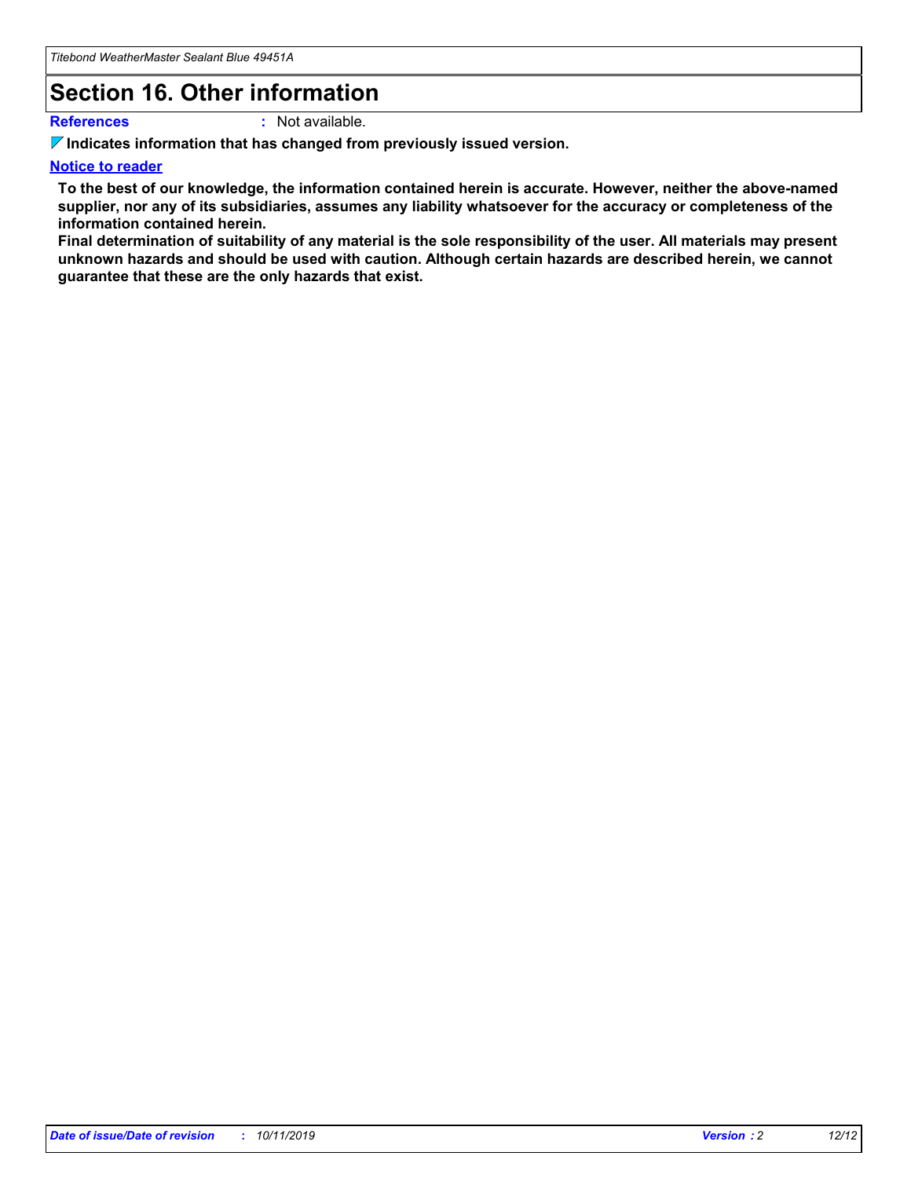# Section 16. Other information

**References** : Not available.

**Indicates information that has changed from previously issued version.**

**Notice to reader**

**To the best of our knowledge, the information contained herein is accurate. However, neither the above-named supplier, nor any of its subsidiaries, assumes any liability whatsoever for the accuracy or completeness of the information contained herein.**

**Final determination of suitability of any material is the sole responsibility of the user. All materials may present unknown hazards and should be used with caution. Although certain hazards are described herein, we cannot guarantee that these are the only hazards that exist.**